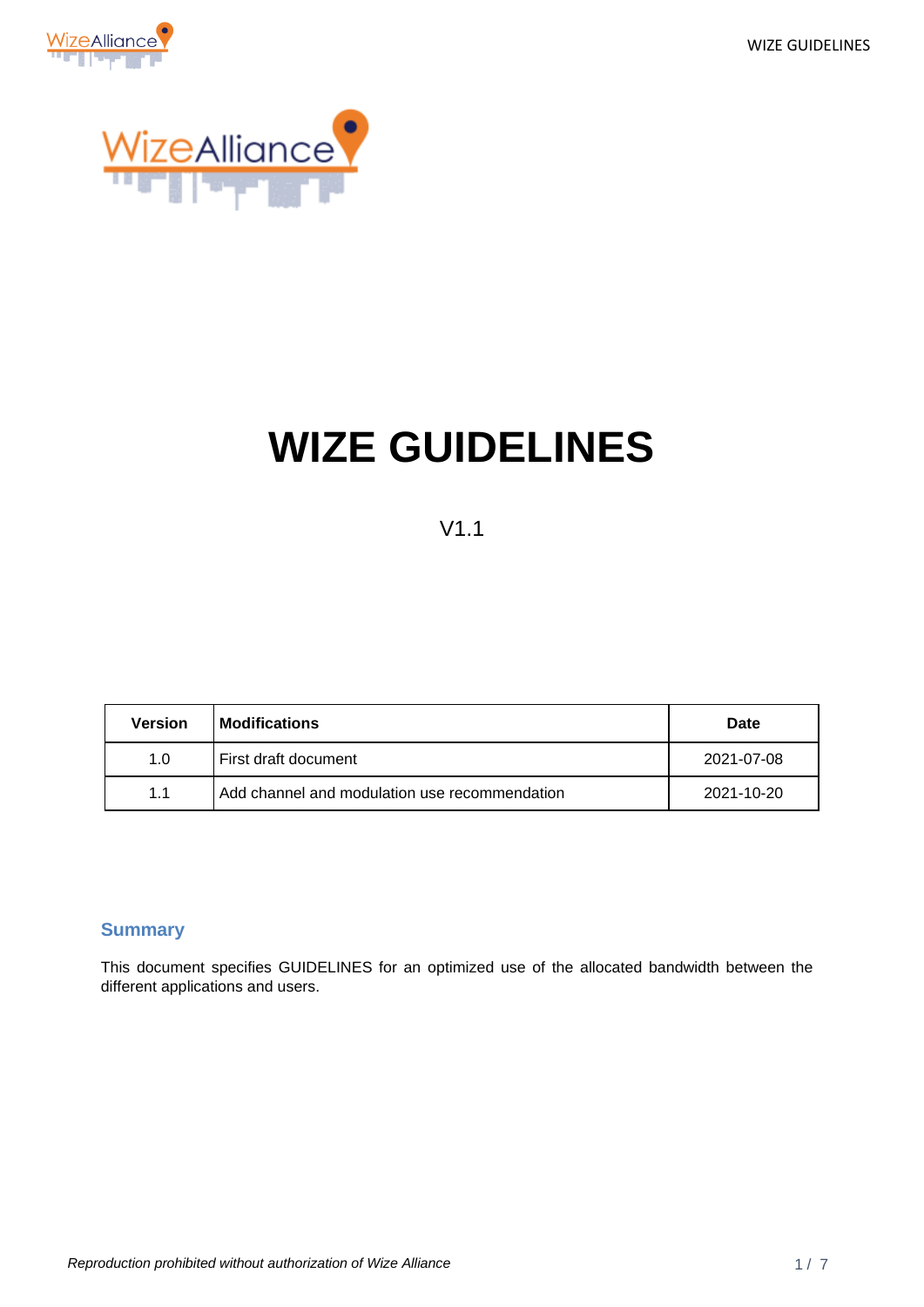# WIZE GUIDELINES

V1.1

| Version | Modifications | Date |
|---|---|---|
| 1.0 | First draft document | 2021-07-08 |
| 1.1 | Add channel and modulation use recommendation | 2021-10-20 |

## Summary

This document specifies GUIDELINES for an optimized use of the allocated bandwidth between the different applications and users.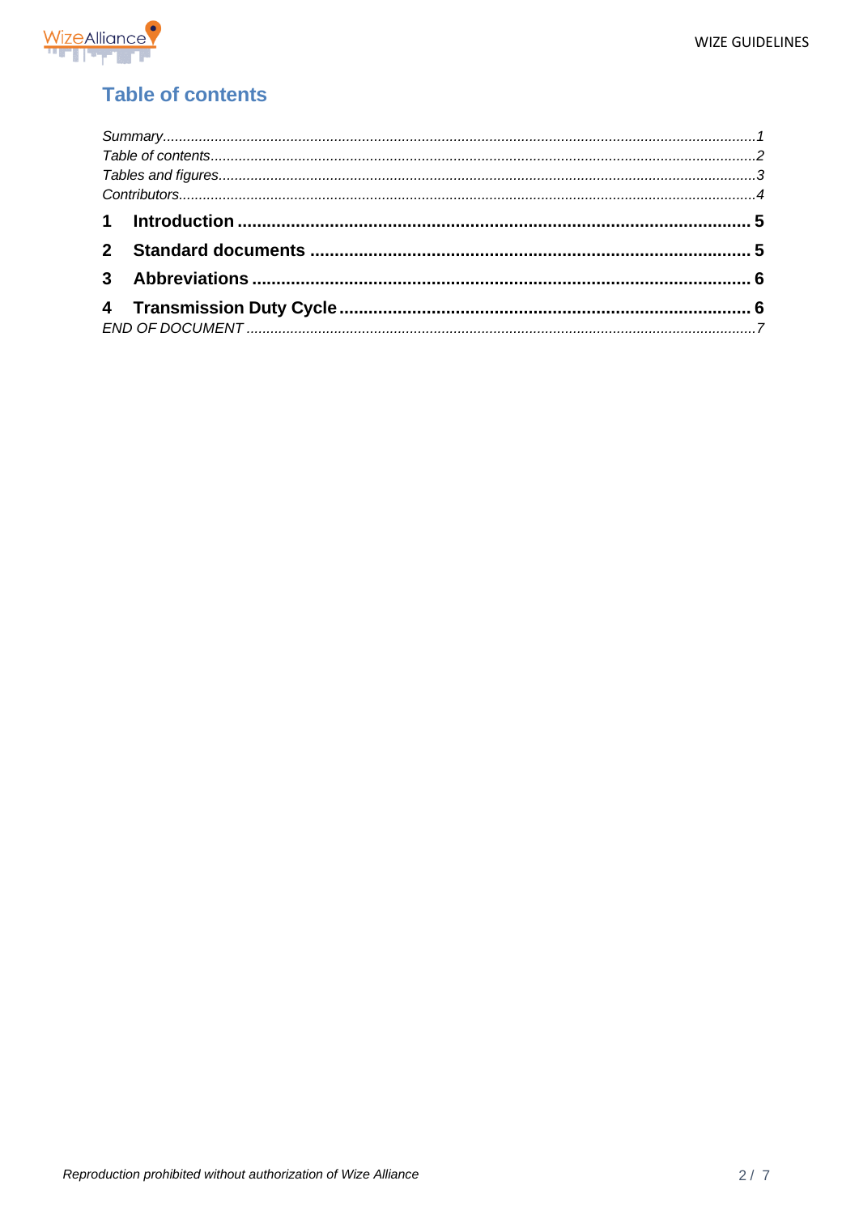## Table of contents

*Summary*........................................................................................................................................*1*
*Table of contents*.............................................................................................................................*2*
*Tables and figures*..........................................................................................................................*3*
*Contributors*....................................................................................................................................*4*

**1 Introduction** ............................................................................................................ **5**

**2 Standard documents** ................................................................................................ **5**

**3 Abbreviations** ........................................................................................................... **6**

**4 Transmission Duty Cycle** .......................................................................................... **6**

*END OF DOCUMENT* ..................................................................................................................*7*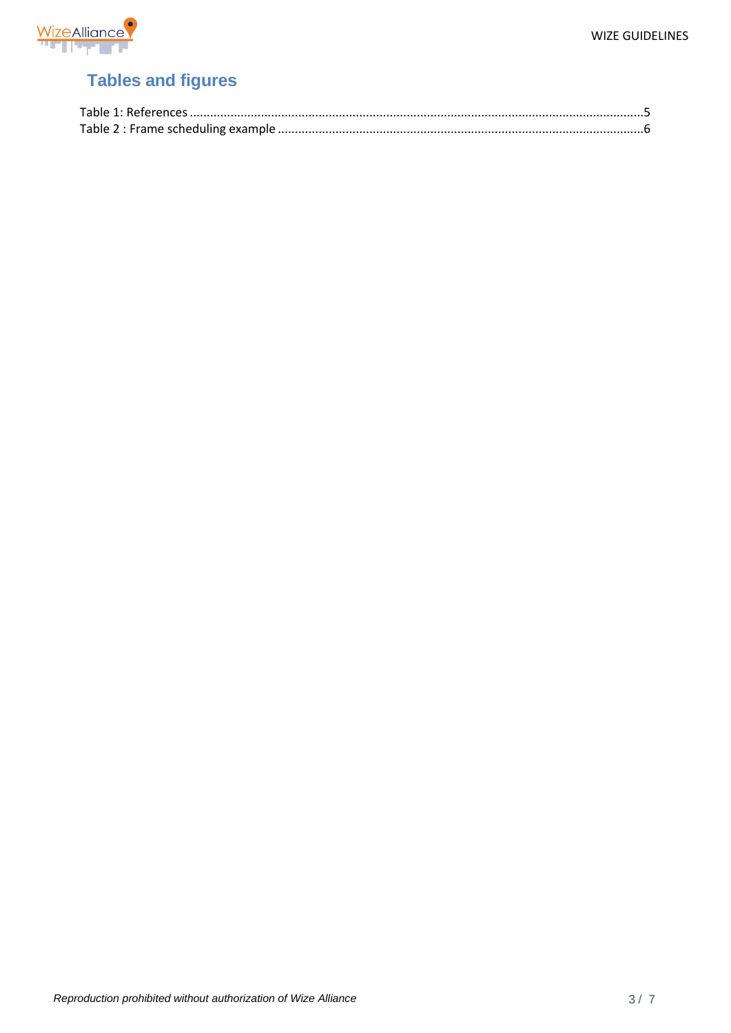# Tables and figures

Table 1: References ....................................................................................................................................5
Table 2 : Frame scheduling example ..........................................................................................................6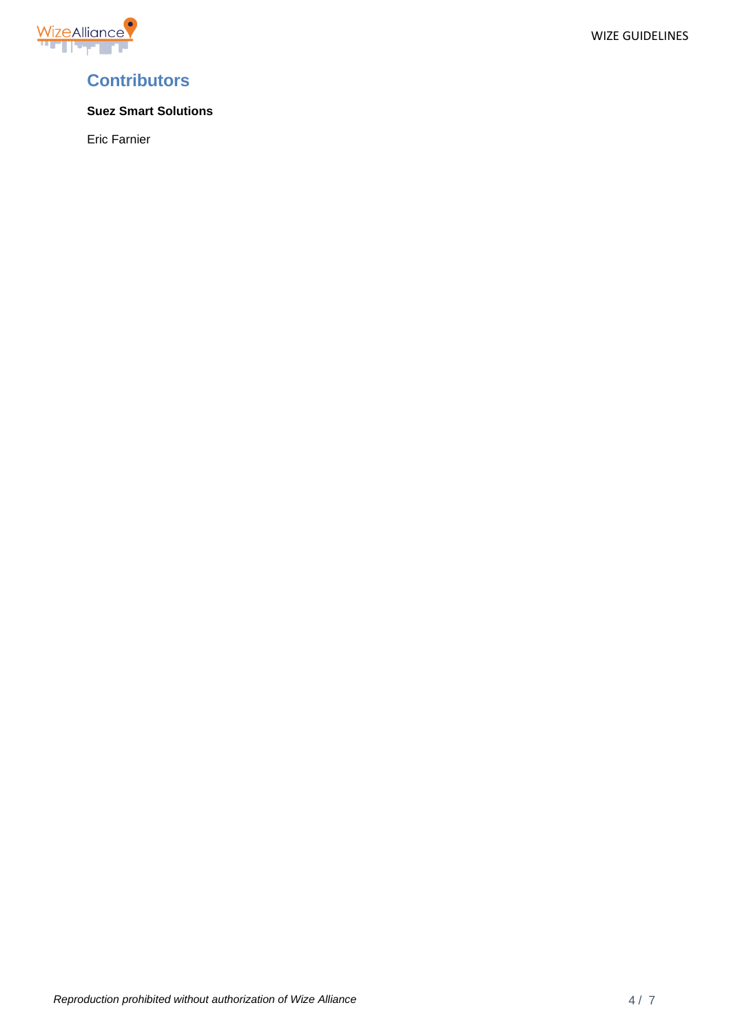# Contributors

**Suez Smart Solutions**

Eric Farnier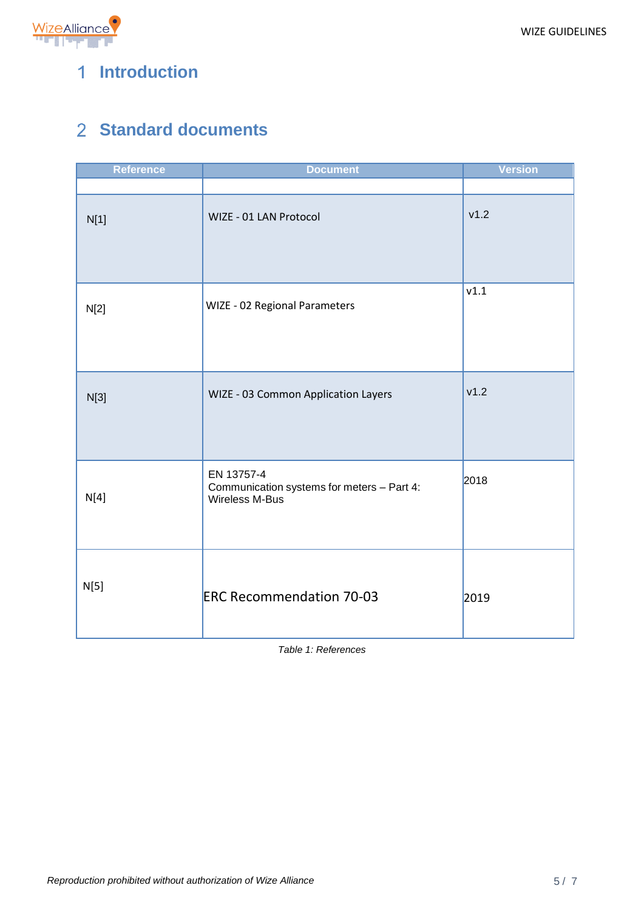# 1 Introduction

# 2 Standard documents

| Reference | Document | Version |
|---|---|---|
| | | |
| N[1] | WIZE - 01 LAN Protocol | v1.2 |
| N[2] | WIZE - 02 Regional Parameters | v1.1 |
| N[3] | WIZE - 03 Common Application Layers | v1.2 |
| N[4] | EN 13757-4<br>Communication systems for meters – Part 4: Wireless M-Bus | 2018 |
| N[5] | ERC Recommendation 70-03 | 2019 |

*Table 1: References*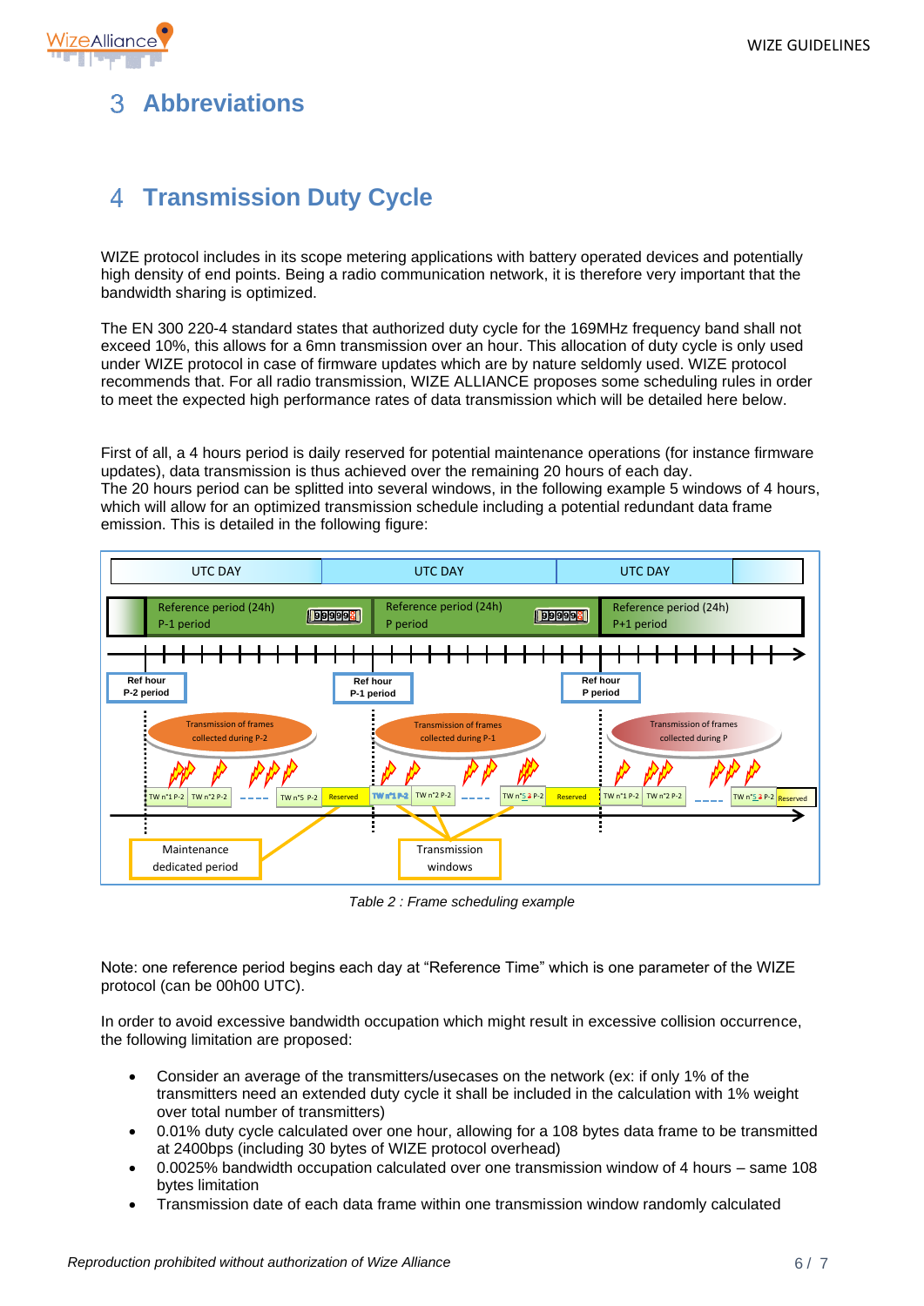# 3 Abbreviations

# 4 Transmission Duty Cycle

WIZE protocol includes in its scope metering applications with battery operated devices and potentially high density of end points. Being a radio communication network, it is therefore very important that the bandwidth sharing is optimized.

The EN 300 220-4 standard states that authorized duty cycle for the 169MHz frequency band shall not exceed 10%, this allows for a 6mn transmission over an hour. This allocation of duty cycle is only used under WIZE protocol in case of firmware updates which are by nature seldomly used. WIZE protocol recommends that. For all radio transmission, WIZE ALLIANCE proposes some scheduling rules in order to meet the expected high performance rates of data transmission which will be detailed here below.

First of all, a 4 hours period is daily reserved for potential maintenance operations (for instance firmware updates), data transmission is thus achieved over the remaining 20 hours of each day.
The 20 hours period can be splitted into several windows, in the following example 5 windows of 4 hours, which will allow for an optimized transmission schedule including a potential redundant data frame emission. This is detailed in the following figure:

*Table 2 : Frame scheduling example*

Note: one reference period begins each day at “Reference Time” which is one parameter of the WIZE protocol (can be 00h00 UTC).

In order to avoid excessive bandwidth occupation which might result in excessive collision occurrence, the following limitation are proposed:

- Consider an average of the transmitters/usecases on the network (ex: if only 1% of the transmitters need an extended duty cycle it shall be included in the calculation with 1% weight over total number of transmitters)
- 0.01% duty cycle calculated over one hour, allowing for a 108 bytes data frame to be transmitted at 2400bps (including 30 bytes of WIZE protocol overhead)
- 0.0025% bandwidth occupation calculated over one transmission window of 4 hours – same 108 bytes limitation
- Transmission date of each data frame within one transmission window randomly calculated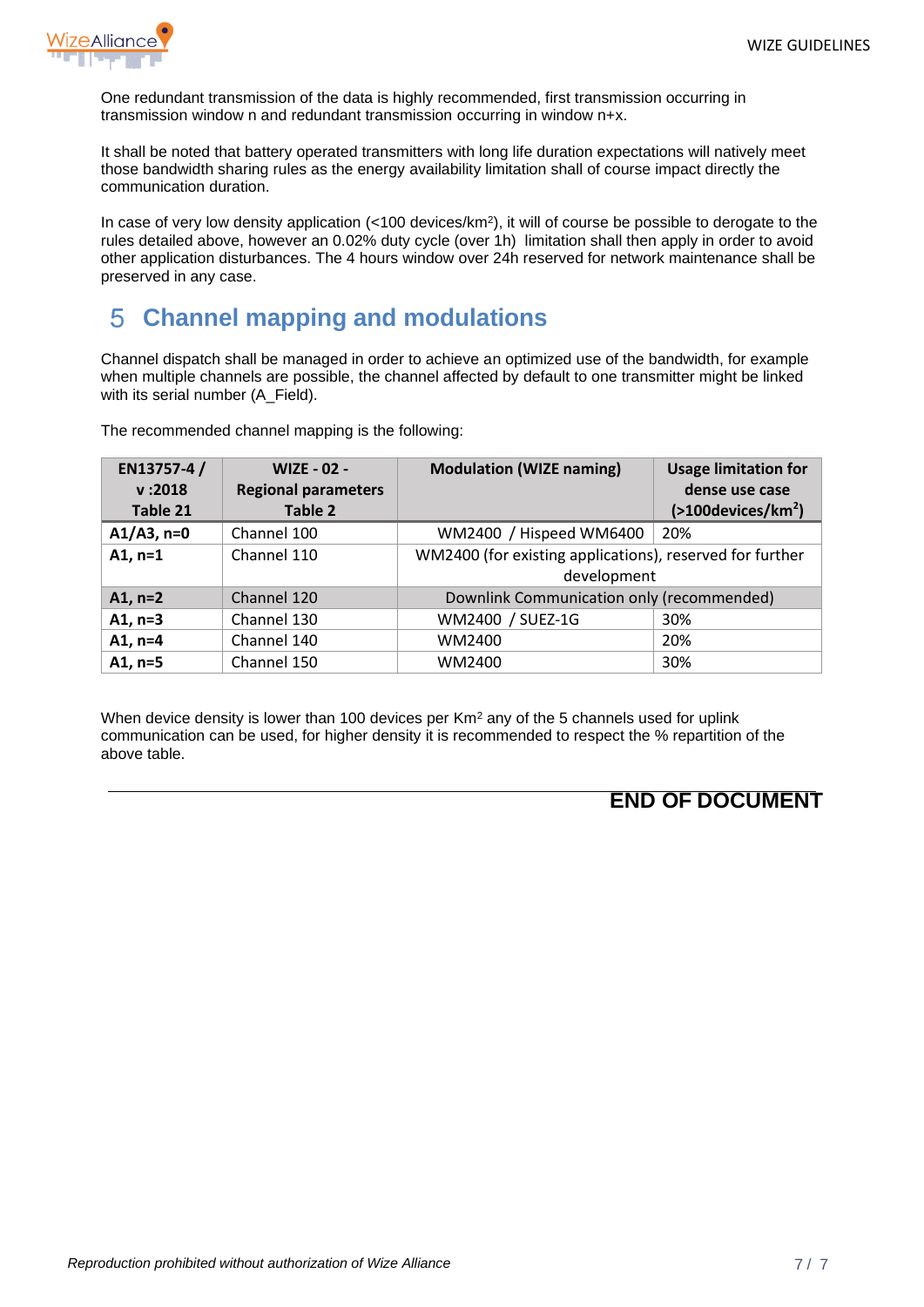One redundant transmission of the data is highly recommended, first transmission occurring in transmission window n and redundant transmission occurring in window n+x.

It shall be noted that battery operated transmitters with long life duration expectations will natively meet those bandwidth sharing rules as the energy availability limitation shall of course impact directly the communication duration.

In case of very low density application (<100 devices/km$^2$), it will of course be possible to derogate to the rules detailed above, however an 0.02% duty cycle (over 1h) limitation shall then apply in order to avoid other application disturbances. The 4 hours window over 24h reserved for network maintenance shall be preserved in any case.

# 5 Channel mapping and modulations

Channel dispatch shall be managed in order to achieve an optimized use of the bandwidth, for example when multiple channels are possible, the channel affected by default to one transmitter might be linked with its serial number (A_Field).

The recommended channel mapping is the following:

| EN13757-4 / v :2018 Table 21 | WIZE - 02 - Regional parameters Table 2 | Modulation (WIZE naming) | Usage limitation for dense use case (>100devices/km$^2$) |
|---|---|---|---|
| **A1/A3, n=0** | Channel 100 | WM2400 / Hispeed WM6400 | 20% |
| **A1, n=1** | Channel 110 | WM2400 (for existing applications), reserved for further development | |
| **A1, n=2** | Channel 120 | Downlink Communication only (recommended) | |
| **A1, n=3** | Channel 130 | WM2400 / SUEZ-1G | 30% |
| **A1, n=4** | Channel 140 | WM2400 | 20% |
| **A1, n=5** | Channel 150 | WM2400 | 30% |

When device density is lower than 100 devices per Km$^2$ any of the 5 channels used for uplink communication can be used, for higher density it is recommended to respect the % repartition of the above table.

**END OF DOCUMENT**